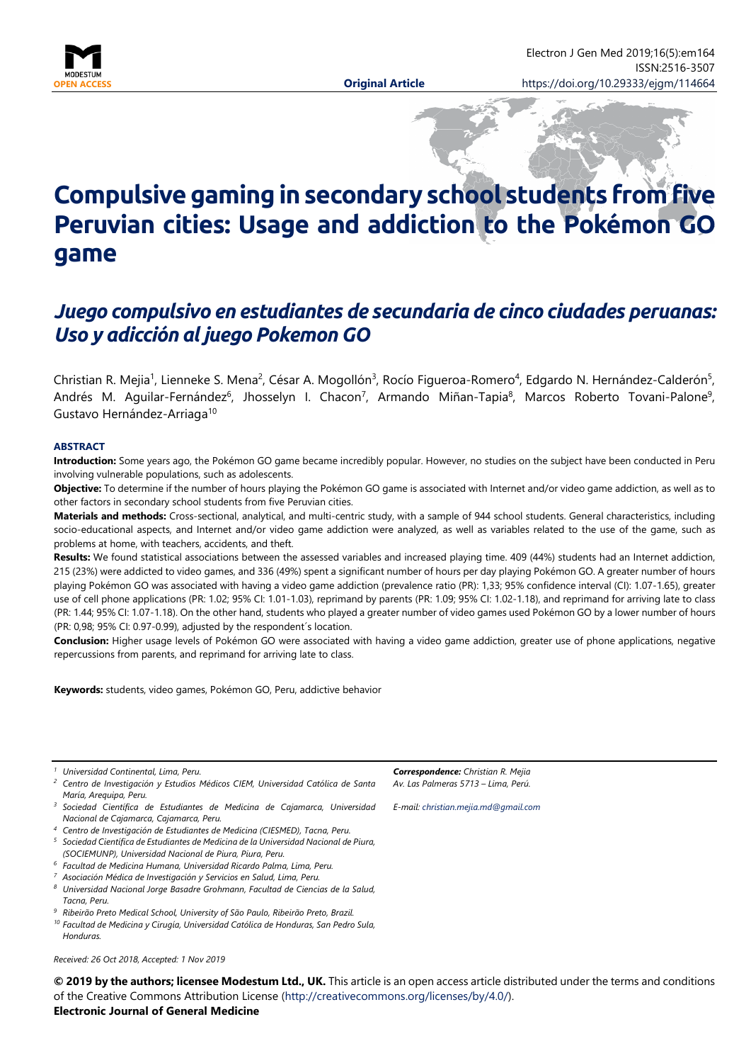MODESTUM
OPEN ACCESS

**Original Article**

Electron J Gen Med 2019;16(5):em164
ISSN:2516-3507
https://doi.org/10.29333/ejgm/114664

# Compulsive gaming in secondary school students from five Peruvian cities: Usage and addiction to the Pokémon GO game

## *Juego compulsivo en estudiantes de secundaria de cinco ciudades peruanas: Uso y adicción al juego Pokemon GO*

Christian R. Mejia[1], Lienneke S. Mena[2], César A. Mogollón[3], Rocío Figueroa-Romero[4], Edgardo N. Hernández-Calderón[5], Andrés M. Aguilar-Fernández[6], Jhosselyn I. Chacon[7], Armando Miñan-Tapia[8], Marcos Roberto Tovani-Palone[9], Gustavo Hernández-Arriaga[10]

### ABSTRACT

**Introduction:** Some years ago, the Pokémon GO game became incredibly popular. However, no studies on the subject have been conducted in Peru involving vulnerable populations, such as adolescents.

**Objective:** To determine if the number of hours playing the Pokémon GO game is associated with Internet and/or video game addiction, as well as to other factors in secondary school students from five Peruvian cities.

**Materials and methods:** Cross-sectional, analytical, and multi-centric study, with a sample of 944 school students. General characteristics, including socio-educational aspects, and Internet and/or video game addiction were analyzed, as well as variables related to the use of the game, such as problems at home, with teachers, accidents, and theft.

**Results:** We found statistical associations between the assessed variables and increased playing time. 409 (44%) students had an Internet addiction, 215 (23%) were addicted to video games, and 336 (49%) spent a significant number of hours per day playing Pokémon GO. A greater number of hours playing Pokémon GO was associated with having a video game addiction (prevalence ratio (PR): 1,33; 95% confidence interval (CI): 1.07-1.65), greater use of cell phone applications (PR: 1.02; 95% CI: 1.01-1.03), reprimand by parents (PR: 1.09; 95% CI: 1.02-1.18), and reprimand for arriving late to class (PR: 1.44; 95% CI: 1.07-1.18). On the other hand, students who played a greater number of video games used Pokémon GO by a lower number of hours (PR: 0,98; 95% CI: 0.97-0.99), adjusted by the respondent´s location.

**Conclusion:** Higher usage levels of Pokémon GO were associated with having a video game addiction, greater use of phone applications, negative repercussions from parents, and reprimand for arriving late to class.

**Keywords:** students, video games, Pokémon GO, Peru, addictive behavior

---

[1] *Universidad Continental, Lima, Peru.*
[2] *Centro de Investigación y Estudios Médicos CIEM, Universidad Católica de Santa María, Arequipa, Peru.*
[3] *Sociedad Científica de Estudiantes de Medicina de Cajamarca, Universidad Nacional de Cajamarca, Cajamarca, Peru.*
[4] *Centro de Investigación de Estudiantes de Medicina (CIESMED), Tacna, Peru.*
[5] *Sociedad Científica de Estudiantes de Medicina de la Universidad Nacional de Piura, (SOCIEMUNP), Universidad Nacional de Piura, Piura, Peru.*
[6] *Facultad de Medicina Humana, Universidad Ricardo Palma, Lima, Peru.*
[7] *Asociación Médica de Investigación y Servicios en Salud, Lima, Peru.*
[8] *Universidad Nacional Jorge Basadre Grohmann, Facultad de Ciencias de la Salud, Tacna, Peru.*
[9] *Ribeirão Preto Medical School, University of São Paulo, Ribeirão Preto, Brazil.*
[10] *Facultad de Medicina y Cirugía, Universidad Católica de Honduras, San Pedro Sula, Honduras.*

***Correspondence:*** *Christian R. Mejia*
*Av. Las Palmeras 5713 – Lima, Perú.*

*E-mail: christian.mejia.md@gmail.com*

*Received: 26 Oct 2018, Accepted: 1 Nov 2019*

**© 2019 by the authors; licensee Modestum Ltd., UK.** This article is an open access article distributed under the terms and conditions of the Creative Commons Attribution License (http://creativecommons.org/licenses/by/4.0/).
**Electronic Journal of General Medicine**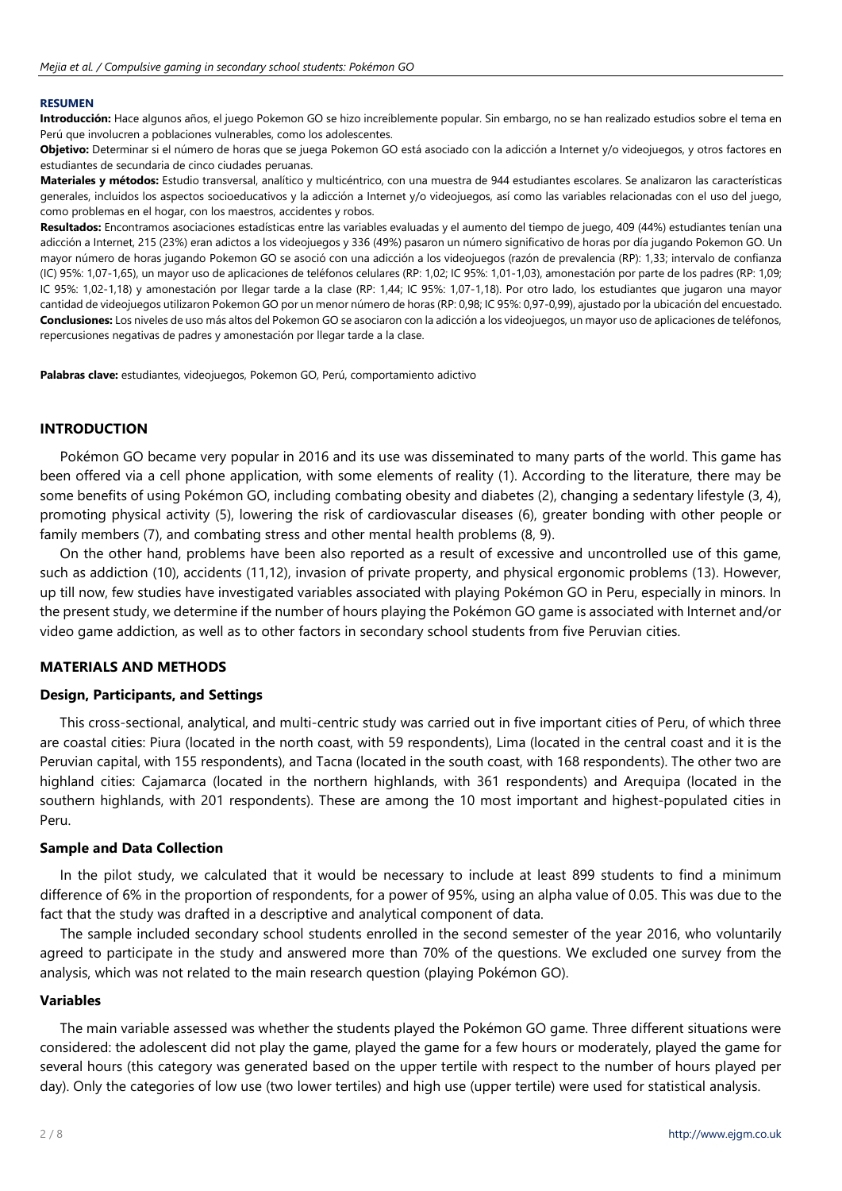**RESUMEN**

**Introducción:** Hace algunos años, el juego Pokemon GO se hizo increíblemente popular. Sin embargo, no se han realizado estudios sobre el tema en Perú que involucren a poblaciones vulnerables, como los adolescentes.

**Objetivo:** Determinar si el número de horas que se juega Pokemon GO está asociado con la adicción a Internet y/o videojuegos, y otros factores en estudiantes de secundaria de cinco ciudades peruanas.

**Materiales y métodos:** Estudio transversal, analítico y multicéntrico, con una muestra de 944 estudiantes escolares. Se analizaron las características generales, incluidos los aspectos socioeducativos y la adicción a Internet y/o videojuegos, así como las variables relacionadas con el uso del juego, como problemas en el hogar, con los maestros, accidentes y robos.

**Resultados:** Encontramos asociaciones estadísticas entre las variables evaluadas y el aumento del tiempo de juego, 409 (44%) estudiantes tenían una adicción a Internet, 215 (23%) eran adictos a los videojuegos y 336 (49%) pasaron un número significativo de horas por día jugando Pokemon GO. Un mayor número de horas jugando Pokemon GO se asoció con una adicción a los videojuegos (razón de prevalencia (RP): 1,33; intervalo de confianza (IC) 95%: 1,07-1,65), un mayor uso de aplicaciones de teléfonos celulares (RP: 1,02; IC 95%: 1,01-1,03), amonestación por parte de los padres (RP: 1,09; IC 95%: 1,02-1,18) y amonestación por llegar tarde a la clase (RP: 1,44; IC 95%: 1,07-1,18). Por otro lado, los estudiantes que jugaron una mayor cantidad de videojuegos utilizaron Pokemon GO por un menor número de horas (RP: 0,98; IC 95%: 0,97-0,99), ajustado por la ubicación del encuestado.

**Conclusiones:** Los niveles de uso más altos del Pokemon GO se asociaron con la adicción a los videojuegos, un mayor uso de aplicaciones de teléfonos, repercusiones negativas de padres y amonestación por llegar tarde a la clase.

**Palabras clave:** estudiantes, videojuegos, Pokemon GO, Perú, comportamiento adictivo

## INTRODUCTION

Pokémon GO became very popular in 2016 and its use was disseminated to many parts of the world. This game has been offered via a cell phone application, with some elements of reality (1). According to the literature, there may be some benefits of using Pokémon GO, including combating obesity and diabetes (2), changing a sedentary lifestyle (3, 4), promoting physical activity (5), lowering the risk of cardiovascular diseases (6), greater bonding with other people or family members (7), and combating stress and other mental health problems (8, 9).

On the other hand, problems have been also reported as a result of excessive and uncontrolled use of this game, such as addiction (10), accidents (11,12), invasion of private property, and physical ergonomic problems (13). However, up till now, few studies have investigated variables associated with playing Pokémon GO in Peru, especially in minors. In the present study, we determine if the number of hours playing the Pokémon GO game is associated with Internet and/or video game addiction, as well as to other factors in secondary school students from five Peruvian cities.

## MATERIALS AND METHODS

### Design, Participants, and Settings

This cross-sectional, analytical, and multi-centric study was carried out in five important cities of Peru, of which three are coastal cities: Piura (located in the north coast, with 59 respondents), Lima (located in the central coast and it is the Peruvian capital, with 155 respondents), and Tacna (located in the south coast, with 168 respondents). The other two are highland cities: Cajamarca (located in the northern highlands, with 361 respondents) and Arequipa (located in the southern highlands, with 201 respondents). These are among the 10 most important and highest-populated cities in Peru.

### Sample and Data Collection

In the pilot study, we calculated that it would be necessary to include at least 899 students to find a minimum difference of 6% in the proportion of respondents, for a power of 95%, using an alpha value of 0.05. This was due to the fact that the study was drafted in a descriptive and analytical component of data.

The sample included secondary school students enrolled in the second semester of the year 2016, who voluntarily agreed to participate in the study and answered more than 70% of the questions. We excluded one survey from the analysis, which was not related to the main research question (playing Pokémon GO).

### Variables

The main variable assessed was whether the students played the Pokémon GO game. Three different situations were considered: the adolescent did not play the game, played the game for a few hours or moderately, played the game for several hours (this category was generated based on the upper tertile with respect to the number of hours played per day). Only the categories of low use (two lower tertiles) and high use (upper tertile) were used for statistical analysis.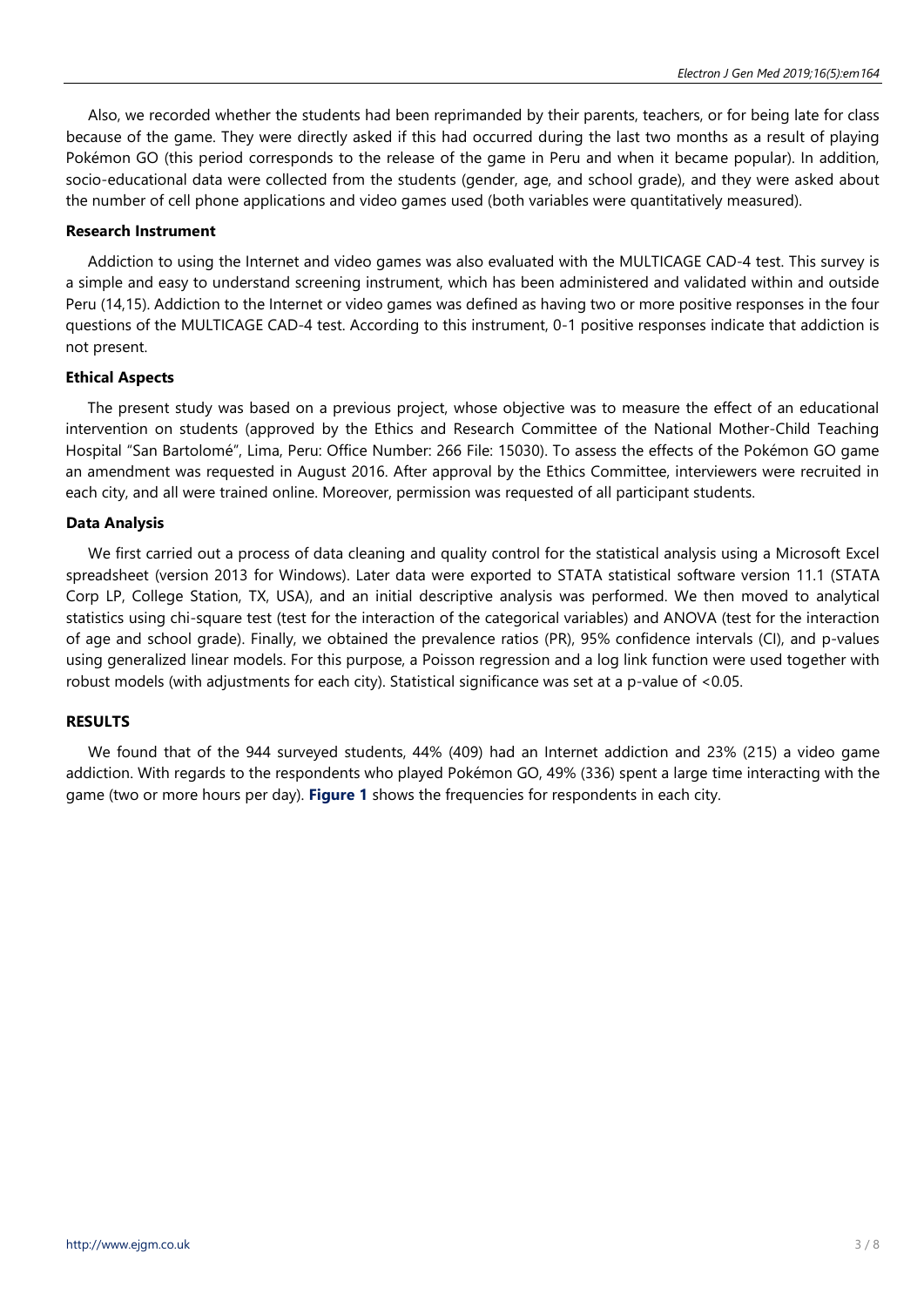Also, we recorded whether the students had been reprimanded by their parents, teachers, or for being late for class because of the game. They were directly asked if this had occurred during the last two months as a result of playing Pokémon GO (this period corresponds to the release of the game in Peru and when it became popular). In addition, socio-educational data were collected from the students (gender, age, and school grade), and they were asked about the number of cell phone applications and video games used (both variables were quantitatively measured).

### Research Instrument

Addiction to using the Internet and video games was also evaluated with the MULTICAGE CAD-4 test. This survey is a simple and easy to understand screening instrument, which has been administered and validated within and outside Peru (14,15). Addiction to the Internet or video games was defined as having two or more positive responses in the four questions of the MULTICAGE CAD-4 test. According to this instrument, 0-1 positive responses indicate that addiction is not present.

### Ethical Aspects

The present study was based on a previous project, whose objective was to measure the effect of an educational intervention on students (approved by the Ethics and Research Committee of the National Mother-Child Teaching Hospital "San Bartolomé", Lima, Peru: Office Number: 266 File: 15030). To assess the effects of the Pokémon GO game an amendment was requested in August 2016. After approval by the Ethics Committee, interviewers were recruited in each city, and all were trained online. Moreover, permission was requested of all participant students.

### Data Analysis

We first carried out a process of data cleaning and quality control for the statistical analysis using a Microsoft Excel spreadsheet (version 2013 for Windows). Later data were exported to STATA statistical software version 11.1 (STATA Corp LP, College Station, TX, USA), and an initial descriptive analysis was performed. We then moved to analytical statistics using chi-square test (test for the interaction of the categorical variables) and ANOVA (test for the interaction of age and school grade). Finally, we obtained the prevalence ratios (PR), 95% confidence intervals (CI), and p-values using generalized linear models. For this purpose, a Poisson regression and a log link function were used together with robust models (with adjustments for each city). Statistical significance was set at a p-value of $<0.05$.

## RESULTS

We found that of the 944 surveyed students, 44% (409) had an Internet addiction and 23% (215) a video game addiction. With regards to the respondents who played Pokémon GO, 49% (336) spent a large time interacting with the game (two or more hours per day). **Figure 1** shows the frequencies for respondents in each city.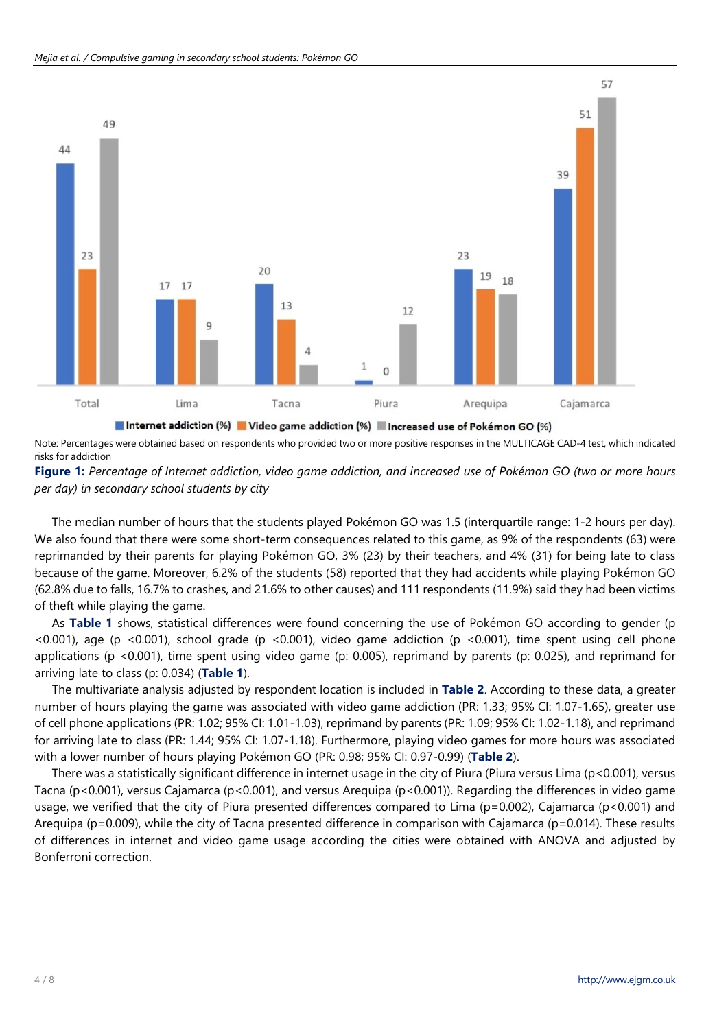Note: Percentages were obtained based on respondents who provided two or more positive responses in the MULTICAGE CAD-4 test, which indicated risks for addiction

**Figure 1:** *Percentage of Internet addiction, video game addiction, and increased use of Pokémon GO (two or more hours per day) in secondary school students by city*

The median number of hours that the students played Pokémon GO was 1.5 (interquartile range: 1-2 hours per day). We also found that there were some short-term consequences related to this game, as 9% of the respondents (63) were reprimanded by their parents for playing Pokémon GO, 3% (23) by their teachers, and 4% (31) for being late to class because of the game. Moreover, 6.2% of the students (58) reported that they had accidents while playing Pokémon GO (62.8% due to falls, 16.7% to crashes, and 21.6% to other causes) and 111 respondents (11.9%) said they had been victims of theft while playing the game.

As **Table 1** shows, statistical differences were found concerning the use of Pokémon GO according to gender (p <0.001), age (p <0.001), school grade (p <0.001), video game addiction (p <0.001), time spent using cell phone applications (p <0.001), time spent using video game (p: 0.005), reprimand by parents (p: 0.025), and reprimand for arriving late to class (p: 0.034) (**Table 1**).

The multivariate analysis adjusted by respondent location is included in **Table 2**. According to these data, a greater number of hours playing the game was associated with video game addiction (PR: 1.33; 95% CI: 1.07-1.65), greater use of cell phone applications (PR: 1.02; 95% CI: 1.01-1.03), reprimand by parents (PR: 1.09; 95% CI: 1.02-1.18), and reprimand for arriving late to class (PR: 1.44; 95% CI: 1.07-1.18). Furthermore, playing video games for more hours was associated with a lower number of hours playing Pokémon GO (PR: 0.98; 95% CI: 0.97-0.99) (**Table 2**).

There was a statistically significant difference in internet usage in the city of Piura (Piura versus Lima (p<0.001), versus Tacna (p<0.001), versus Cajamarca (p<0.001), and versus Arequipa (p<0.001)). Regarding the differences in video game usage, we verified that the city of Piura presented differences compared to Lima (p=0.002), Cajamarca (p<0.001) and Arequipa (p=0.009), while the city of Tacna presented difference in comparison with Cajamarca (p=0.014). These results of differences in internet and video game usage according the cities were obtained with ANOVA and adjusted by Bonferroni correction.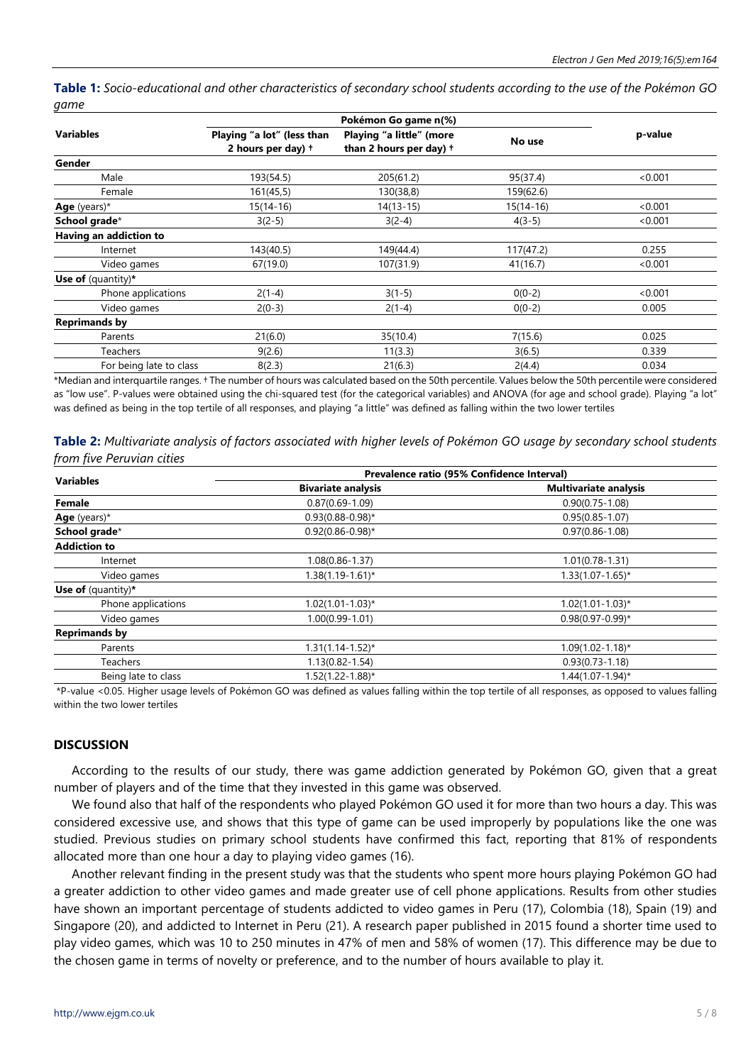**Table 1:** *Socio-educational and other characteristics of secondary school students according to the use of the Pokémon GO game*

| Variables | Pokémon Go game n(%) | | | p-value |
|---|---|---|---|---|
| | Playing "a lot" (less than 2 hours per day) † | Playing "a little" (more than 2 hours per day) † | No use | |
| **Gender** | | | | |
| Male | 193(54.5) | 205(61.2) | 95(37.4) | <0.001 |
| Female | 161(45,5) | 130(38,8) | 159(62.6) | |
| **Age** (years)* | 15(14-16) | 14(13-15) | 15(14-16) | <0.001 |
| **School grade*** | 3(2-5) | 3(2-4) | 4(3-5) | <0.001 |
| **Having an addiction to** | | | | |
| Internet | 143(40.5) | 149(44.4) | 117(47.2) | 0.255 |
| Video games | 67(19.0) | 107(31.9) | 41(16.7) | <0.001 |
| **Use of** (quantity)* | | | | |
| Phone applications | 2(1-4) | 3(1-5) | 0(0-2) | <0.001 |
| Video games | 2(0-3) | 2(1-4) | 0(0-2) | 0.005 |
| **Reprimands by** | | | | |
| Parents | 21(6.0) | 35(10.4) | 7(15.6) | 0.025 |
| Teachers | 9(2.6) | 11(3.3) | 3(6.5) | 0.339 |
| For being late to class | 8(2.3) | 21(6.3) | 2(4.4) | 0.034 |

*Median and interquartile ranges. † The number of hours was calculated based on the 50th percentile. Values below the 50th percentile were considered as "low use". P-values were obtained using the chi-squared test (for the categorical variables) and ANOVA (for age and school grade). Playing "a lot" was defined as being in the top tertile of all responses, and playing "a little" was defined as falling within the two lower tertiles

**Table 2:** *Multivariate analysis of factors associated with higher levels of Pokémon GO usage by secondary school students from five Peruvian cities*

| Variables | Prevalence ratio (95% Confidence Interval) | |
|---|---|---|
| | Bivariate analysis | Multivariate analysis |
| **Female** | 0.87(0.69-1.09) | 0.90(0.75-1.08) |
| **Age** (years)* | 0.93(0.88-0.98)* | 0.95(0.85-1.07) |
| **School grade*** | 0.92(0.86-0.98)* | 0.97(0.86-1.08) |
| **Addiction to** | | |
| Internet | 1.08(0.86-1.37) | 1.01(0.78-1.31) |
| Video games | 1.38(1.19-1.61)* | 1.33(1.07-1.65)* |
| **Use of** (quantity)* | | |
| Phone applications | 1.02(1.01-1.03)* | 1.02(1.01-1.03)* |
| Video games | 1.00(0.99-1.01) | 0.98(0.97-0.99)* |
| **Reprimands by** | | |
| Parents | 1.31(1.14-1.52)* | 1.09(1.02-1.18)* |
| Teachers | 1.13(0.82-1.54) | 0.93(0.73-1.18) |
| Being late to class | 1.52(1.22-1.88)* | 1.44(1.07-1.94)* |

*P-value <0.05. Higher usage levels of Pokémon GO was defined as values falling within the top tertile of all responses, as opposed to values falling within the two lower tertiles

## DISCUSSION

According to the results of our study, there was game addiction generated by Pokémon GO, given that a great number of players and of the time that they invested in this game was observed.

We found also that half of the respondents who played Pokémon GO used it for more than two hours a day. This was considered excessive use, and shows that this type of game can be used improperly by populations like the one was studied. Previous studies on primary school students have confirmed this fact, reporting that 81% of respondents allocated more than one hour a day to playing video games (16).

Another relevant finding in the present study was that the students who spent more hours playing Pokémon GO had a greater addiction to other video games and made greater use of cell phone applications. Results from other studies have shown an important percentage of students addicted to video games in Peru (17), Colombia (18), Spain (19) and Singapore (20), and addicted to Internet in Peru (21). A research paper published in 2015 found a shorter time used to play video games, which was 10 to 250 minutes in 47% of men and 58% of women (17). This difference may be due to the chosen game in terms of novelty or preference, and to the number of hours available to play it.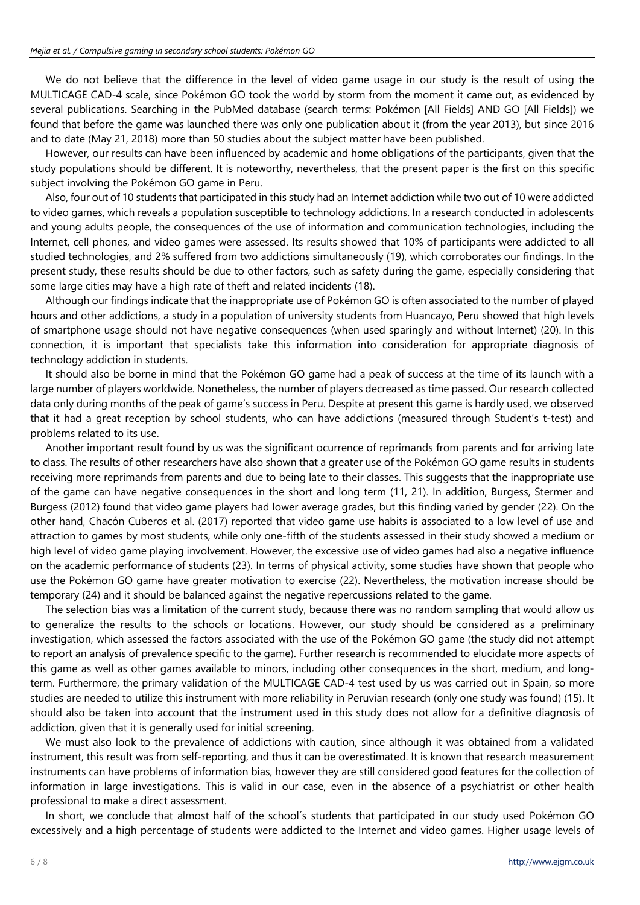We do not believe that the difference in the level of video game usage in our study is the result of using the MULTICAGE CAD-4 scale, since Pokémon GO took the world by storm from the moment it came out, as evidenced by several publications. Searching in the PubMed database (search terms: Pokémon [All Fields] AND GO [All Fields]) we found that before the game was launched there was only one publication about it (from the year 2013), but since 2016 and to date (May 21, 2018) more than 50 studies about the subject matter have been published.

However, our results can have been influenced by academic and home obligations of the participants, given that the study populations should be different. It is noteworthy, nevertheless, that the present paper is the first on this specific subject involving the Pokémon GO game in Peru.

Also, four out of 10 students that participated in this study had an Internet addiction while two out of 10 were addicted to video games, which reveals a population susceptible to technology addictions. In a research conducted in adolescents and young adults people, the consequences of the use of information and communication technologies, including the Internet, cell phones, and video games were assessed. Its results showed that 10% of participants were addicted to all studied technologies, and 2% suffered from two addictions simultaneously (19), which corroborates our findings. In the present study, these results should be due to other factors, such as safety during the game, especially considering that some large cities may have a high rate of theft and related incidents (18).

Although our findings indicate that the inappropriate use of Pokémon GO is often associated to the number of played hours and other addictions, a study in a population of university students from Huancayo, Peru showed that high levels of smartphone usage should not have negative consequences (when used sparingly and without Internet) (20). In this connection, it is important that specialists take this information into consideration for appropriate diagnosis of technology addiction in students.

It should also be borne in mind that the Pokémon GO game had a peak of success at the time of its launch with a large number of players worldwide. Nonetheless, the number of players decreased as time passed. Our research collected data only during months of the peak of game's success in Peru. Despite at present this game is hardly used, we observed that it had a great reception by school students, who can have addictions (measured through Student's t-test) and problems related to its use.

Another important result found by us was the significant ocurrence of reprimands from parents and for arriving late to class. The results of other researchers have also shown that a greater use of the Pokémon GO game results in students receiving more reprimands from parents and due to being late to their classes. This suggests that the inappropriate use of the game can have negative consequences in the short and long term (11, 21). In addition, Burgess, Stermer and Burgess (2012) found that video game players had lower average grades, but this finding varied by gender (22). On the other hand, Chacón Cuberos et al. (2017) reported that video game use habits is associated to a low level of use and attraction to games by most students, while only one-fifth of the students assessed in their study showed a medium or high level of video game playing involvement. However, the excessive use of video games had also a negative influence on the academic performance of students (23). In terms of physical activity, some studies have shown that people who use the Pokémon GO game have greater motivation to exercise (22). Nevertheless, the motivation increase should be temporary (24) and it should be balanced against the negative repercussions related to the game.

The selection bias was a limitation of the current study, because there was no random sampling that would allow us to generalize the results to the schools or locations. However, our study should be considered as a preliminary investigation, which assessed the factors associated with the use of the Pokémon GO game (the study did not attempt to report an analysis of prevalence specific to the game). Further research is recommended to elucidate more aspects of this game as well as other games available to minors, including other consequences in the short, medium, and long-term. Furthermore, the primary validation of the MULTICAGE CAD-4 test used by us was carried out in Spain, so more studies are needed to utilize this instrument with more reliability in Peruvian research (only one study was found) (15). It should also be taken into account that the instrument used in this study does not allow for a definitive diagnosis of addiction, given that it is generally used for initial screening.

We must also look to the prevalence of addictions with caution, since although it was obtained from a validated instrument, this result was from self-reporting, and thus it can be overestimated. It is known that research measurement instruments can have problems of information bias, however they are still considered good features for the collection of information in large investigations. This is valid in our case, even in the absence of a psychiatrist or other health professional to make a direct assessment.

In short, we conclude that almost half of the school´s students that participated in our study used Pokémon GO excessively and a high percentage of students were addicted to the Internet and video games. Higher usage levels of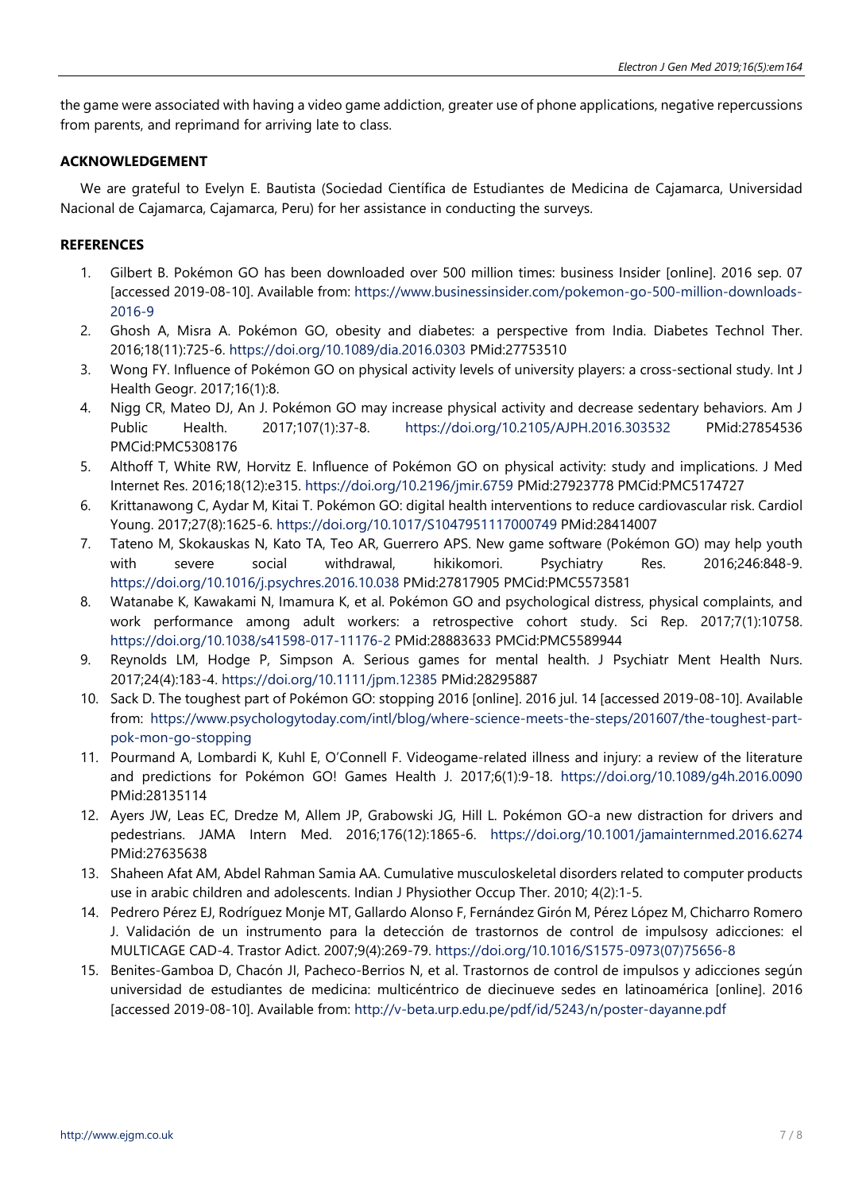the game were associated with having a video game addiction, greater use of phone applications, negative repercussions from parents, and reprimand for arriving late to class.

## ACKNOWLEDGEMENT

We are grateful to Evelyn E. Bautista (Sociedad Científica de Estudiantes de Medicina de Cajamarca, Universidad Nacional de Cajamarca, Cajamarca, Peru) for her assistance in conducting the surveys.

## REFERENCES

1. Gilbert B. Pokémon GO has been downloaded over 500 million times: business Insider [online]. 2016 sep. 07 [accessed 2019-08-10]. Available from: https://www.businessinsider.com/pokemon-go-500-million-downloads-2016-9
2. Ghosh A, Misra A. Pokémon GO, obesity and diabetes: a perspective from India. Diabetes Technol Ther. 2016;18(11):725-6. https://doi.org/10.1089/dia.2016.0303 PMid:27753510
3. Wong FY. Influence of Pokémon GO on physical activity levels of university players: a cross-sectional study. Int J Health Geogr. 2017;16(1):8.
4. Nigg CR, Mateo DJ, An J. Pokémon GO may increase physical activity and decrease sedentary behaviors. Am J Public Health. 2017;107(1):37-8. https://doi.org/10.2105/AJPH.2016.303532 PMid:27854536 PMCid:PMC5308176
5. Althoff T, White RW, Horvitz E. Influence of Pokémon GO on physical activity: study and implications. J Med Internet Res. 2016;18(12):e315. https://doi.org/10.2196/jmir.6759 PMid:27923778 PMCid:PMC5174727
6. Krittanawong C, Aydar M, Kitai T. Pokémon GO: digital health interventions to reduce cardiovascular risk. Cardiol Young. 2017;27(8):1625-6. https://doi.org/10.1017/S1047951117000749 PMid:28414007
7. Tateno M, Skokauskas N, Kato TA, Teo AR, Guerrero APS. New game software (Pokémon GO) may help youth with severe social withdrawal, hikikomori. Psychiatry Res. 2016;246:848-9. https://doi.org/10.1016/j.psychres.2016.10.038 PMid:27817905 PMCid:PMC5573581
8. Watanabe K, Kawakami N, Imamura K, et al. Pokémon GO and psychological distress, physical complaints, and work performance among adult workers: a retrospective cohort study. Sci Rep. 2017;7(1):10758. https://doi.org/10.1038/s41598-017-11176-2 PMid:28883633 PMCid:PMC5589944
9. Reynolds LM, Hodge P, Simpson A. Serious games for mental health. J Psychiatr Ment Health Nurs. 2017;24(4):183-4. https://doi.org/10.1111/jpm.12385 PMid:28295887
10. Sack D. The toughest part of Pokémon GO: stopping 2016 [online]. 2016 jul. 14 [accessed 2019-08-10]. Available from: https://www.psychologytoday.com/intl/blog/where-science-meets-the-steps/201607/the-toughest-part-pok-mon-go-stopping
11. Pourmand A, Lombardi K, Kuhl E, O'Connell F. Videogame-related illness and injury: a review of the literature and predictions for Pokémon GO! Games Health J. 2017;6(1):9-18. https://doi.org/10.1089/g4h.2016.0090 PMid:28135114
12. Ayers JW, Leas EC, Dredze M, Allem JP, Grabowski JG, Hill L. Pokémon GO-a new distraction for drivers and pedestrians. JAMA Intern Med. 2016;176(12):1865-6. https://doi.org/10.1001/jamainternmed.2016.6274 PMid:27635638
13. Shaheen Afat AM, Abdel Rahman Samia AA. Cumulative musculoskeletal disorders related to computer products use in arabic children and adolescents. Indian J Physiother Occup Ther. 2010; 4(2):1-5.
14. Pedrero Pérez EJ, Rodríguez Monje MT, Gallardo Alonso F, Fernández Girón M, Pérez López M, Chicharro Romero J. Validación de un instrumento para la detección de trastornos de control de impulsosy adicciones: el MULTICAGE CAD-4. Trastor Adict. 2007;9(4):269-79. https://doi.org/10.1016/S1575-0973(07)75656-8
15. Benites-Gamboa D, Chacón JI, Pacheco-Berrios N, et al. Trastornos de control de impulsos y adicciones según universidad de estudiantes de medicina: multicéntrico de diecinueve sedes en latinoamérica [online]. 2016 [accessed 2019-08-10]. Available from: http://v-beta.urp.edu.pe/pdf/id/5243/n/poster-dayanne.pdf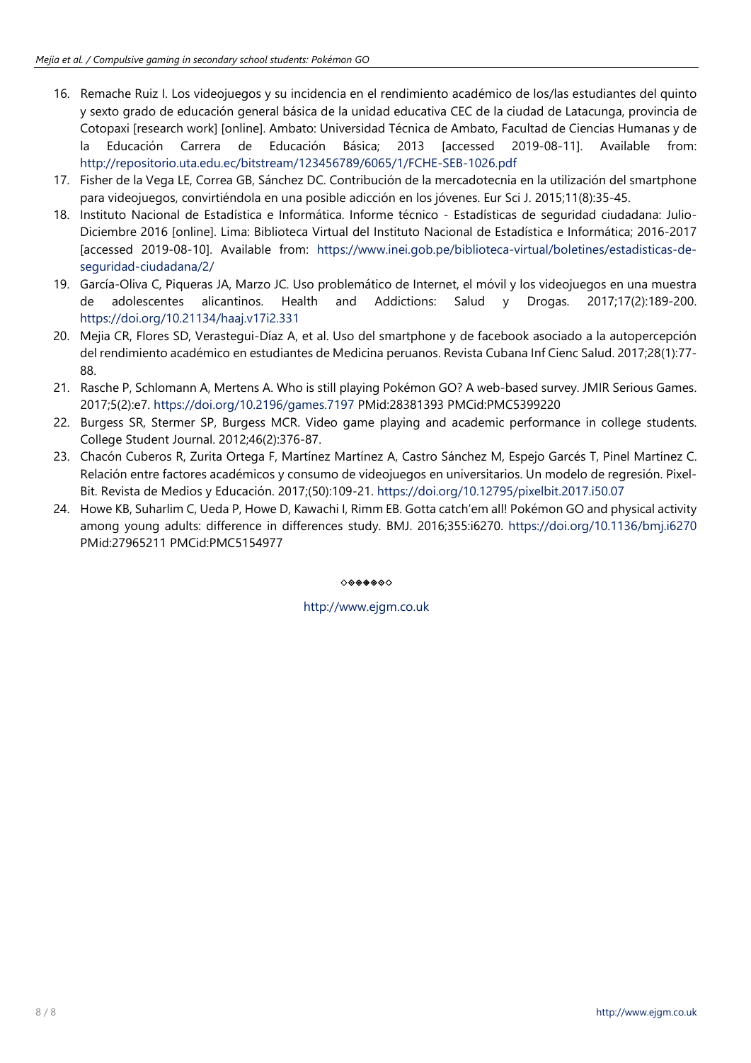16. Remache Ruiz I. Los videojuegos y su incidencia en el rendimiento académico de los/las estudiantes del quinto y sexto grado de educación general básica de la unidad educativa CEC de la ciudad de Latacunga, provincia de Cotopaxi [research work] [online]. Ambato: Universidad Técnica de Ambato, Facultad de Ciencias Humanas y de la Educación Carrera de Educación Básica; 2013 [accessed 2019-08-11]. Available from: http://repositorio.uta.edu.ec/bitstream/123456789/6065/1/FCHE-SEB-1026.pdf
17. Fisher de la Vega LE, Correa GB, Sánchez DC. Contribución de la mercadotecnia en la utilización del smartphone para videojuegos, convirtiéndola en una posible adicción en los jóvenes. Eur Sci J. 2015;11(8):35-45.
18. Instituto Nacional de Estadística e Informática. Informe técnico - Estadísticas de seguridad ciudadana: Julio-Diciembre 2016 [online]. Lima: Biblioteca Virtual del Instituto Nacional de Estadística e Informática; 2016-2017 [accessed 2019-08-10]. Available from: https://www.inei.gob.pe/biblioteca-virtual/boletines/estadisticas-de-seguridad-ciudadana/2/
19. García-Oliva C, Piqueras JA, Marzo JC. Uso problemático de Internet, el móvil y los videojuegos en una muestra de adolescentes alicantinos. Health and Addictions: Salud y Drogas. 2017;17(2):189-200. https://doi.org/10.21134/haaj.v17i2.331
20. Mejia CR, Flores SD, Verastegui-Díaz A, et al. Uso del smartphone y de facebook asociado a la autopercepción del rendimiento académico en estudiantes de Medicina peruanos. Revista Cubana Inf Cienc Salud. 2017;28(1):77-88.
21. Rasche P, Schlomann A, Mertens A. Who is still playing Pokémon GO? A web-based survey. JMIR Serious Games. 2017;5(2):e7. https://doi.org/10.2196/games.7197 PMid:28381393 PMCid:PMC5399220
22. Burgess SR, Stermer SP, Burgess MCR. Video game playing and academic performance in college students. College Student Journal. 2012;46(2):376-87.
23. Chacón Cuberos R, Zurita Ortega F, Martínez Martínez A, Castro Sánchez M, Espejo Garcés T, Pinel Martínez C. Relación entre factores académicos y consumo de videojuegos en universitarios. Un modelo de regresión. Pixel-Bit. Revista de Medios y Educación. 2017;(50):109-21. https://doi.org/10.12795/pixelbit.2017.i50.07
24. Howe KB, Suharlim C, Ueda P, Howe D, Kawachi I, Rimm EB. Gotta catch'em all! Pokémon GO and physical activity among young adults: difference in differences study. BMJ. 2016;355:i6270. https://doi.org/10.1136/bmj.i6270 PMid:27965211 PMCid:PMC5154977

◇◈◈◈◈◇

http://www.ejgm.co.uk